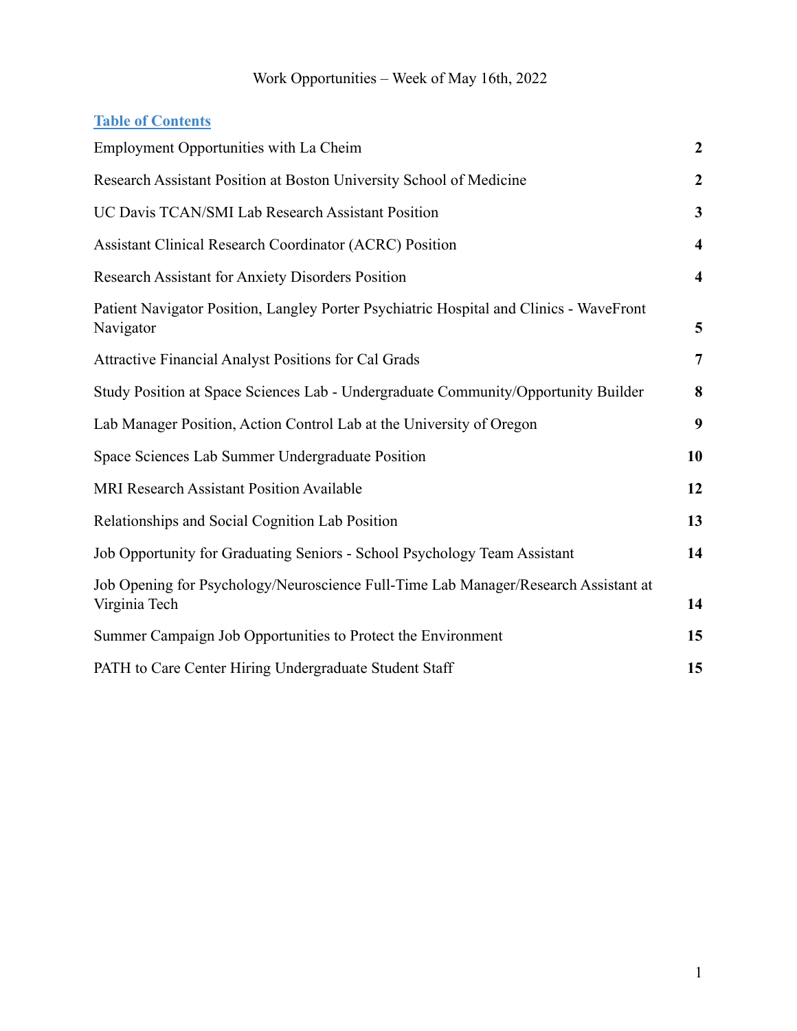Work Opportunities – Week of May 16th, 2022

**Table of Contents**

| | |
|---|---|
| Employment Opportunities with La Cheim | **2** |
| Research Assistant Position at Boston University School of Medicine | **2** |
| UC Davis TCAN/SMI Lab Research Assistant Position | **3** |
| Assistant Clinical Research Coordinator (ACRC) Position | **4** |
| Research Assistant for Anxiety Disorders Position | **4** |
| Patient Navigator Position, Langley Porter Psychiatric Hospital and Clinics - WaveFront Navigator | **5** |
| Attractive Financial Analyst Positions for Cal Grads | **7** |
| Study Position at Space Sciences Lab - Undergraduate Community/Opportunity Builder | **8** |
| Lab Manager Position, Action Control Lab at the University of Oregon | **9** |
| Space Sciences Lab Summer Undergraduate Position | **10** |
| MRI Research Assistant Position Available | **12** |
| Relationships and Social Cognition Lab Position | **13** |
| Job Opportunity for Graduating Seniors - School Psychology Team Assistant | **14** |
| Job Opening for Psychology/Neuroscience Full-Time Lab Manager/Research Assistant at Virginia Tech | **14** |
| Summer Campaign Job Opportunities to Protect the Environment | **15** |
| PATH to Care Center Hiring Undergraduate Student Staff | **15** |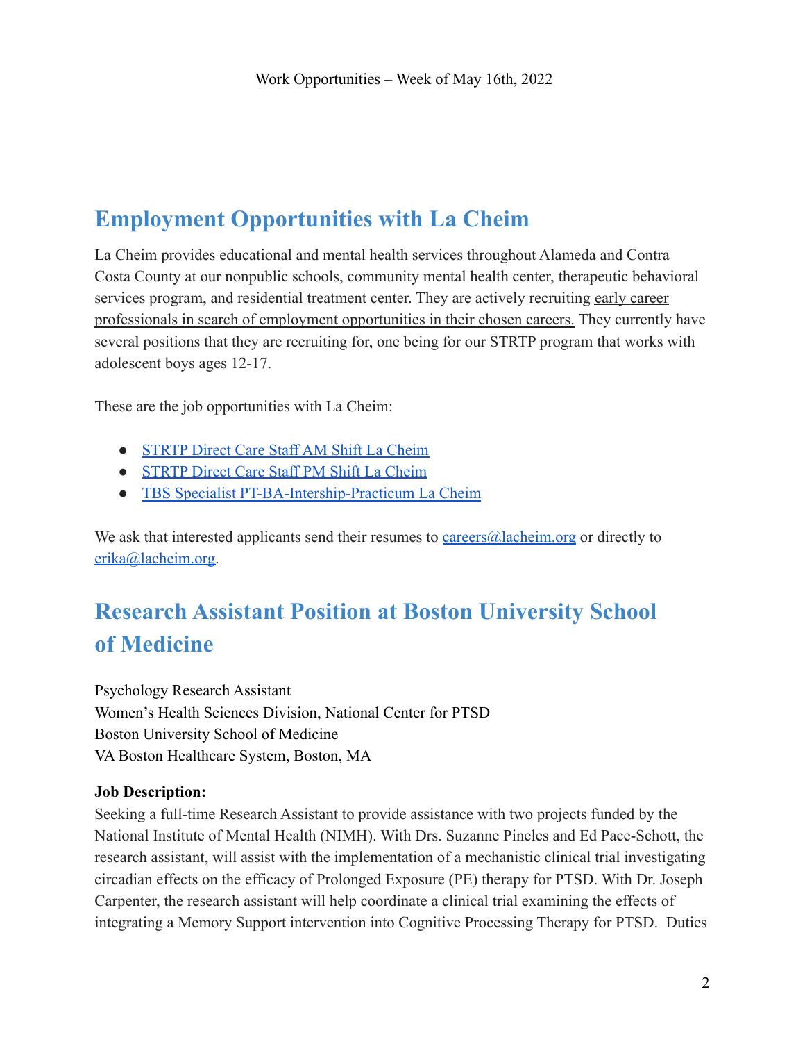Work Opportunities – Week of May 16th, 2022

## Employment Opportunities with La Cheim

La Cheim provides educational and mental health services throughout Alameda and Contra Costa County at our nonpublic schools, community mental health center, therapeutic behavioral services program, and residential treatment center. They are actively recruiting early career professionals in search of employment opportunities in their chosen careers. They currently have several positions that they are recruiting for, one being for our STRTP program that works with adolescent boys ages 12-17.

These are the job opportunities with La Cheim:

- STRTP Direct Care Staff AM Shift La Cheim
- STRTP Direct Care Staff PM Shift La Cheim
- TBS Specialist PT-BA-Intership-Practicum La Cheim

We ask that interested applicants send their resumes to careers@lacheim.org or directly to erika@lacheim.org.

## Research Assistant Position at Boston University School of Medicine

Psychology Research Assistant
Women's Health Sciences Division, National Center for PTSD
Boston University School of Medicine
VA Boston Healthcare System, Boston, MA

**Job Description:**
Seeking a full-time Research Assistant to provide assistance with two projects funded by the National Institute of Mental Health (NIMH). With Drs. Suzanne Pineles and Ed Pace-Schott, the research assistant, will assist with the implementation of a mechanistic clinical trial investigating circadian effects on the efficacy of Prolonged Exposure (PE) therapy for PTSD. With Dr. Joseph Carpenter, the research assistant will help coordinate a clinical trial examining the effects of integrating a Memory Support intervention into Cognitive Processing Therapy for PTSD. Duties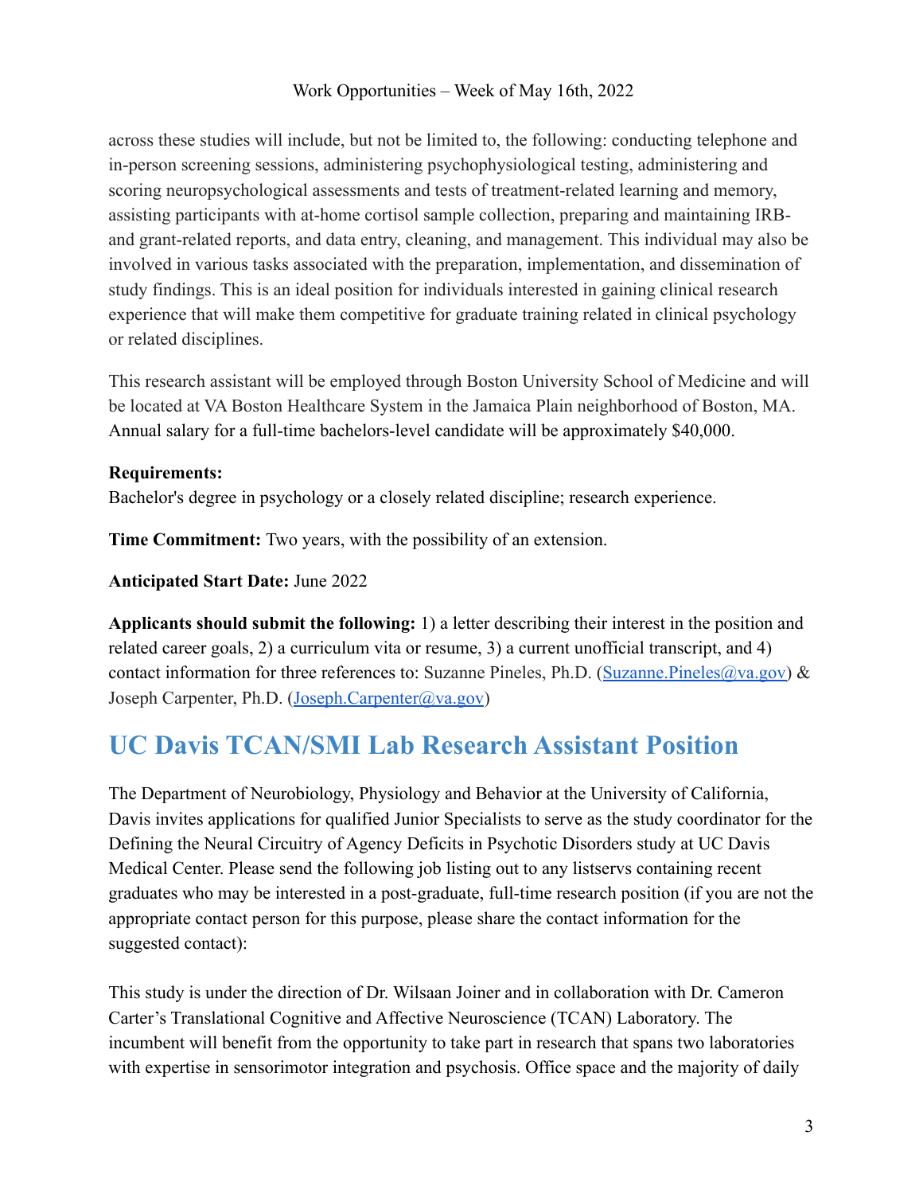across these studies will include, but not be limited to, the following: conducting telephone and in-person screening sessions, administering psychophysiological testing, administering and scoring neuropsychological assessments and tests of treatment-related learning and memory, assisting participants with at-home cortisol sample collection, preparing and maintaining IRB- and grant-related reports, and data entry, cleaning, and management. This individual may also be involved in various tasks associated with the preparation, implementation, and dissemination of study findings. This is an ideal position for individuals interested in gaining clinical research experience that will make them competitive for graduate training related in clinical psychology or related disciplines.

This research assistant will be employed through Boston University School of Medicine and will be located at VA Boston Healthcare System in the Jamaica Plain neighborhood of Boston, MA. Annual salary for a full-time bachelors-level candidate will be approximately $40,000.

**Requirements:**
Bachelor's degree in psychology or a closely related discipline; research experience.

**Time Commitment:** Two years, with the possibility of an extension.

**Anticipated Start Date:** June 2022

**Applicants should submit the following:** 1) a letter describing their interest in the position and related career goals, 2) a curriculum vita or resume, 3) a current unofficial transcript, and 4) contact information for three references to: Suzanne Pineles, Ph.D. (Suzanne.Pineles@va.gov) & Joseph Carpenter, Ph.D. (Joseph.Carpenter@va.gov)

## UC Davis TCAN/SMI Lab Research Assistant Position

The Department of Neurobiology, Physiology and Behavior at the University of California, Davis invites applications for qualified Junior Specialists to serve as the study coordinator for the Defining the Neural Circuitry of Agency Deficits in Psychotic Disorders study at UC Davis Medical Center. Please send the following job listing out to any listservs containing recent graduates who may be interested in a post-graduate, full-time research position (if you are not the appropriate contact person for this purpose, please share the contact information for the suggested contact):

This study is under the direction of Dr. Wilsaan Joiner and in collaboration with Dr. Cameron Carter's Translational Cognitive and Affective Neuroscience (TCAN) Laboratory. The incumbent will benefit from the opportunity to take part in research that spans two laboratories with expertise in sensorimotor integration and psychosis. Office space and the majority of daily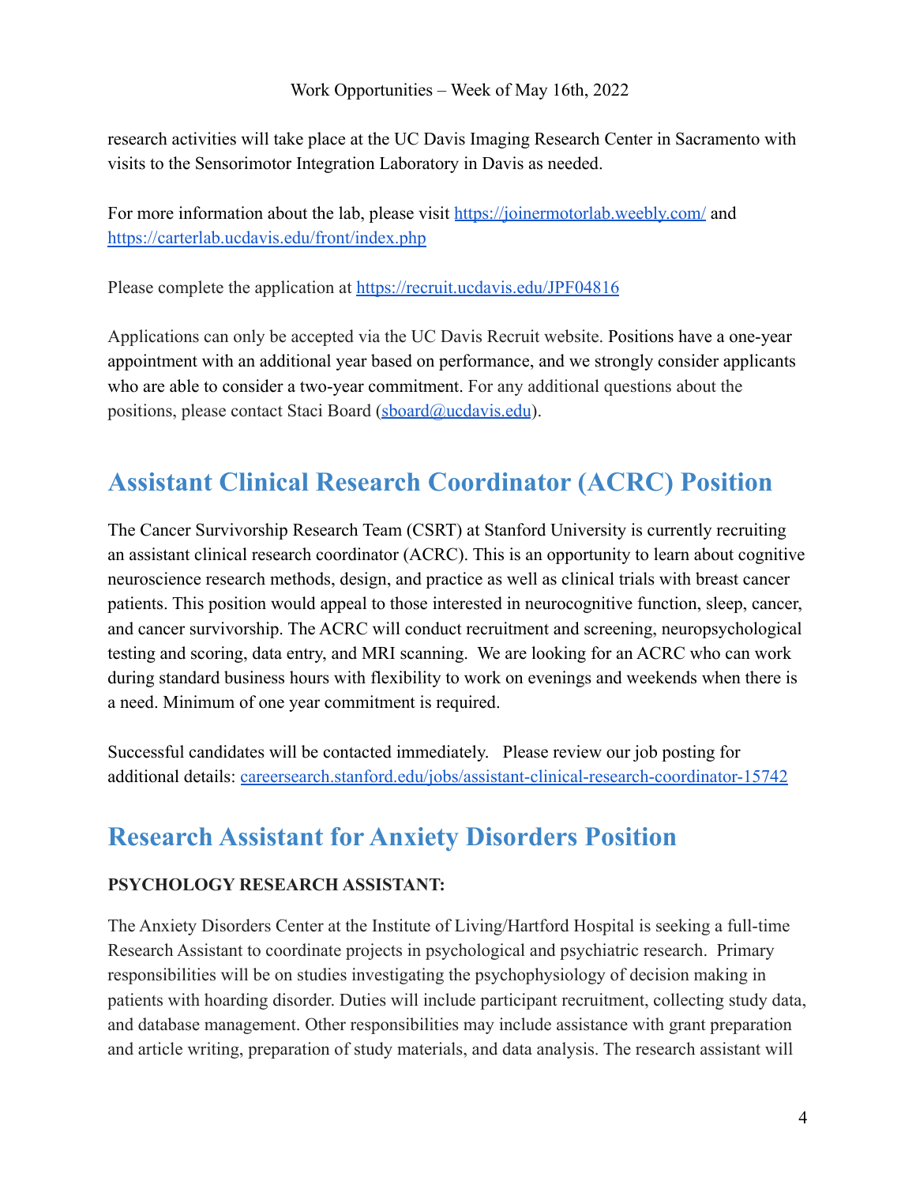research activities will take place at the UC Davis Imaging Research Center in Sacramento with visits to the Sensorimotor Integration Laboratory in Davis as needed.

For more information about the lab, please visit [https://joinermotorlab.weebly.com/](https://joinermotorlab.weebly.com/) and [https://carterlab.ucdavis.edu/front/index.php](https://carterlab.ucdavis.edu/front/index.php)

Please complete the application at [https://recruit.ucdavis.edu/JPF04816](https://recruit.ucdavis.edu/JPF04816)

Applications can only be accepted via the UC Davis Recruit website. Positions have a one-year appointment with an additional year based on performance, and we strongly consider applicants who are able to consider a two-year commitment. For any additional questions about the positions, please contact Staci Board ([sboard@ucdavis.edu](mailto:sboard@ucdavis.edu)).

## Assistant Clinical Research Coordinator (ACRC) Position

The Cancer Survivorship Research Team (CSRT) at Stanford University is currently recruiting an assistant clinical research coordinator (ACRC). This is an opportunity to learn about cognitive neuroscience research methods, design, and practice as well as clinical trials with breast cancer patients. This position would appeal to those interested in neurocognitive function, sleep, cancer, and cancer survivorship. The ACRC will conduct recruitment and screening, neuropsychological testing and scoring, data entry, and MRI scanning. We are looking for an ACRC who can work during standard business hours with flexibility to work on evenings and weekends when there is a need. Minimum of one year commitment is required.

Successful candidates will be contacted immediately. Please review our job posting for additional details: [careersearch.stanford.edu/jobs/assistant-clinical-research-coordinator-15742](https://careersearch.stanford.edu/jobs/assistant-clinical-research-coordinator-15742)

## Research Assistant for Anxiety Disorders Position

**PSYCHOLOGY RESEARCH ASSISTANT:**

The Anxiety Disorders Center at the Institute of Living/Hartford Hospital is seeking a full-time Research Assistant to coordinate projects in psychological and psychiatric research. Primary responsibilities will be on studies investigating the psychophysiology of decision making in patients with hoarding disorder. Duties will include participant recruitment, collecting study data, and database management. Other responsibilities may include assistance with grant preparation and article writing, preparation of study materials, and data analysis. The research assistant will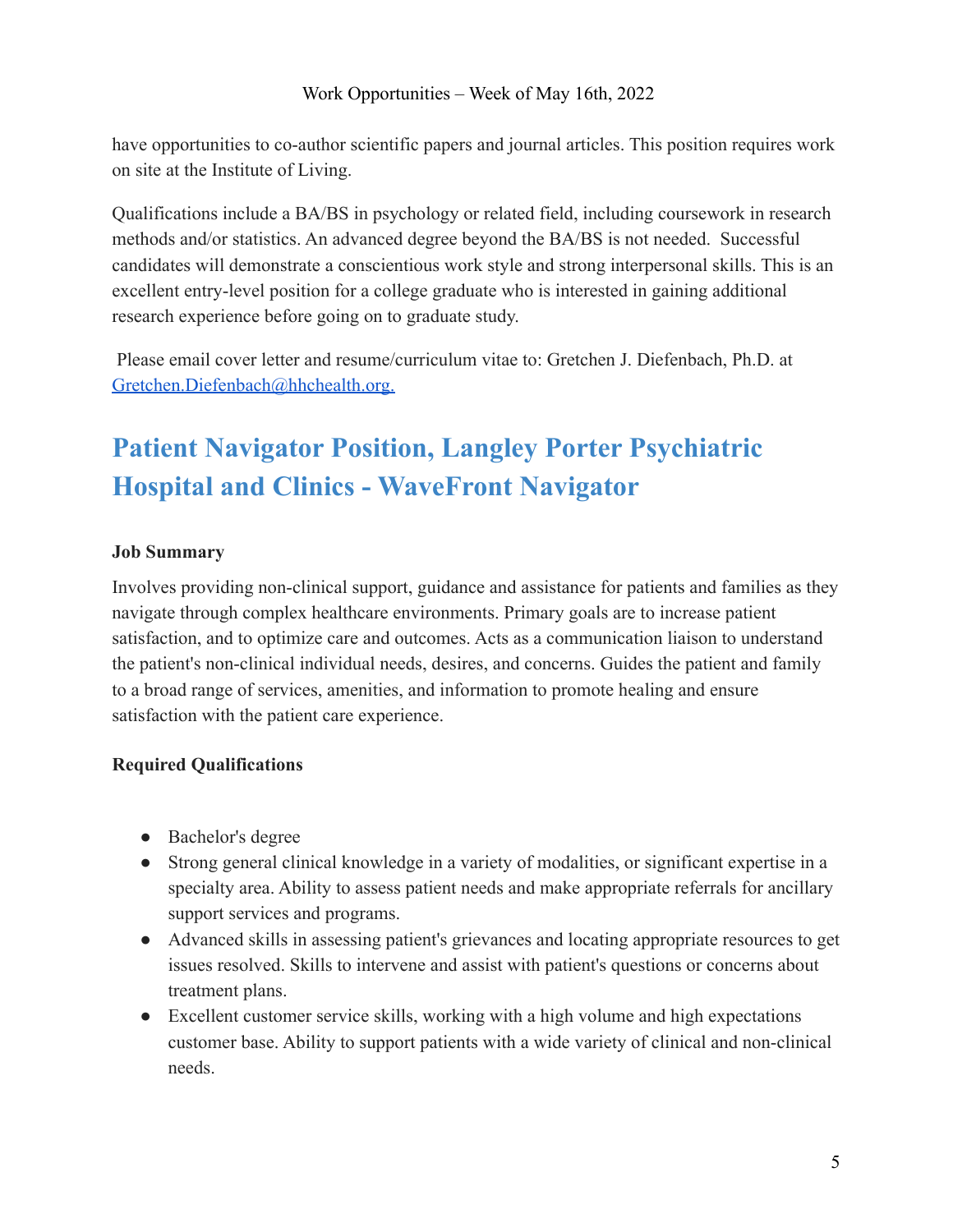have opportunities to co-author scientific papers and journal articles. This position requires work on site at the Institute of Living.

Qualifications include a BA/BS in psychology or related field, including coursework in research methods and/or statistics. An advanced degree beyond the BA/BS is not needed. Successful candidates will demonstrate a conscientious work style and strong interpersonal skills. This is an excellent entry-level position for a college graduate who is interested in gaining additional research experience before going on to graduate study.

Please email cover letter and resume/curriculum vitae to: Gretchen J. Diefenbach, Ph.D. at Gretchen.Diefenbach@hhchealth.org.

## Patient Navigator Position, Langley Porter Psychiatric Hospital and Clinics - WaveFront Navigator

**Job Summary**

Involves providing non-clinical support, guidance and assistance for patients and families as they navigate through complex healthcare environments. Primary goals are to increase patient satisfaction, and to optimize care and outcomes. Acts as a communication liaison to understand the patient's non-clinical individual needs, desires, and concerns. Guides the patient and family to a broad range of services, amenities, and information to promote healing and ensure satisfaction with the patient care experience.

**Required Qualifications**

- Bachelor's degree
- Strong general clinical knowledge in a variety of modalities, or significant expertise in a specialty area. Ability to assess patient needs and make appropriate referrals for ancillary support services and programs.
- Advanced skills in assessing patient's grievances and locating appropriate resources to get issues resolved. Skills to intervene and assist with patient's questions or concerns about treatment plans.
- Excellent customer service skills, working with a high volume and high expectations customer base. Ability to support patients with a wide variety of clinical and non-clinical needs.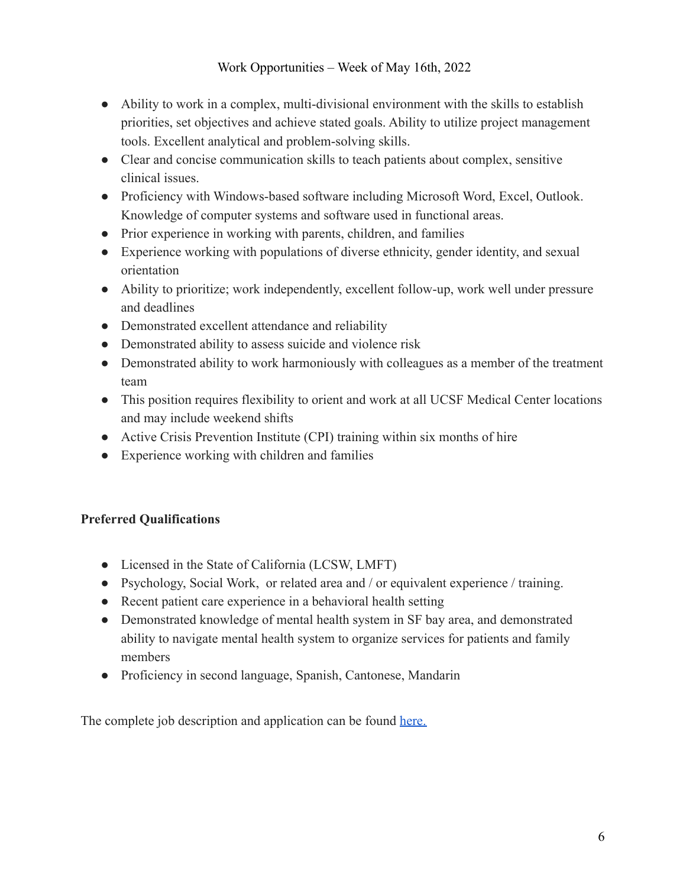- Ability to work in a complex, multi-divisional environment with the skills to establish priorities, set objectives and achieve stated goals. Ability to utilize project management tools. Excellent analytical and problem-solving skills.
- Clear and concise communication skills to teach patients about complex, sensitive clinical issues.
- Proficiency with Windows-based software including Microsoft Word, Excel, Outlook. Knowledge of computer systems and software used in functional areas.
- Prior experience in working with parents, children, and families
- Experience working with populations of diverse ethnicity, gender identity, and sexual orientation
- Ability to prioritize; work independently, excellent follow-up, work well under pressure and deadlines
- Demonstrated excellent attendance and reliability
- Demonstrated ability to assess suicide and violence risk
- Demonstrated ability to work harmoniously with colleagues as a member of the treatment team
- This position requires flexibility to orient and work at all UCSF Medical Center locations and may include weekend shifts
- Active Crisis Prevention Institute (CPI) training within six months of hire
- Experience working with children and families

**Preferred Qualifications**

- Licensed in the State of California (LCSW, LMFT)
- Psychology, Social Work, or related area and / or equivalent experience / training.
- Recent patient care experience in a behavioral health setting
- Demonstrated knowledge of mental health system in SF bay area, and demonstrated ability to navigate mental health system to organize services for patients and family members
- Proficiency in second language, Spanish, Cantonese, Mandarin

The complete job description and application can be found here.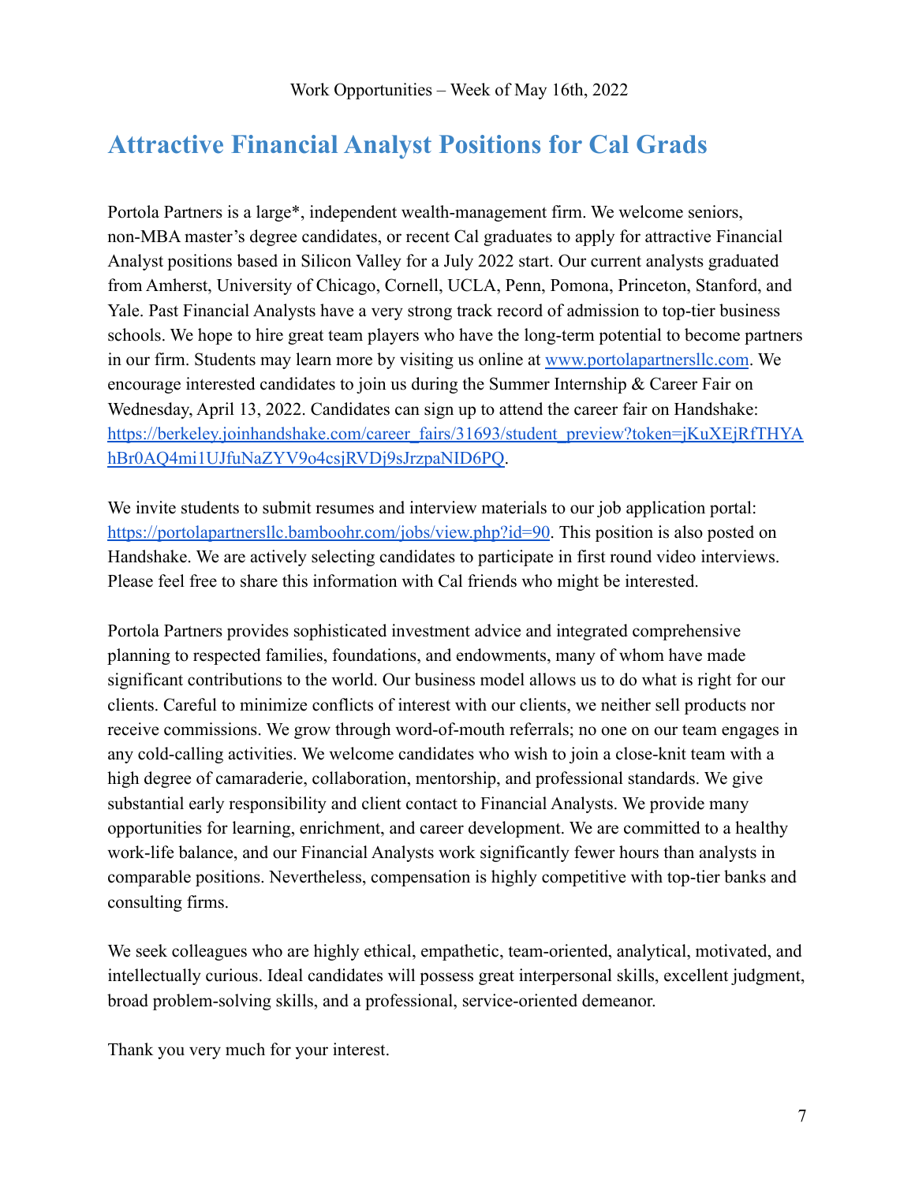Work Opportunities – Week of May 16th, 2022

## Attractive Financial Analyst Positions for Cal Grads

Portola Partners is a large*, independent wealth-management firm. We welcome seniors, non-MBA master's degree candidates, or recent Cal graduates to apply for attractive Financial Analyst positions based in Silicon Valley for a July 2022 start. Our current analysts graduated from Amherst, University of Chicago, Cornell, UCLA, Penn, Pomona, Princeton, Stanford, and Yale. Past Financial Analysts have a very strong track record of admission to top-tier business schools. We hope to hire great team players who have the long-term potential to become partners in our firm. Students may learn more by visiting us online at [www.portolapartnersllc.com](www.portolapartnersllc.com). We encourage interested candidates to join us during the Summer Internship & Career Fair on Wednesday, April 13, 2022. Candidates can sign up to attend the career fair on Handshake: [https://berkeley.joinhandshake.com/career_fairs/31693/student_preview?token=jKuXEjRfTHYAhBr0AQ4mi1UJfuNaZYV9o4csjRVDj9sJrzpaNID6PQ](https://berkeley.joinhandshake.com/career_fairs/31693/student_preview?token=jKuXEjRfTHYAhBr0AQ4mi1UJfuNaZYV9o4csjRVDj9sJrzpaNID6PQ).

We invite students to submit resumes and interview materials to our job application portal: [https://portolapartnersllc.bamboohr.com/jobs/view.php?id=90](https://portolapartnersllc.bamboohr.com/jobs/view.php?id=90). This position is also posted on Handshake. We are actively selecting candidates to participate in first round video interviews. Please feel free to share this information with Cal friends who might be interested.

Portola Partners provides sophisticated investment advice and integrated comprehensive planning to respected families, foundations, and endowments, many of whom have made significant contributions to the world. Our business model allows us to do what is right for our clients. Careful to minimize conflicts of interest with our clients, we neither sell products nor receive commissions. We grow through word-of-mouth referrals; no one on our team engages in any cold-calling activities. We welcome candidates who wish to join a close-knit team with a high degree of camaraderie, collaboration, mentorship, and professional standards. We give substantial early responsibility and client contact to Financial Analysts. We provide many opportunities for learning, enrichment, and career development. We are committed to a healthy work-life balance, and our Financial Analysts work significantly fewer hours than analysts in comparable positions. Nevertheless, compensation is highly competitive with top-tier banks and consulting firms.

We seek colleagues who are highly ethical, empathetic, team-oriented, analytical, motivated, and intellectually curious. Ideal candidates will possess great interpersonal skills, excellent judgment, broad problem-solving skills, and a professional, service-oriented demeanor.

Thank you very much for your interest.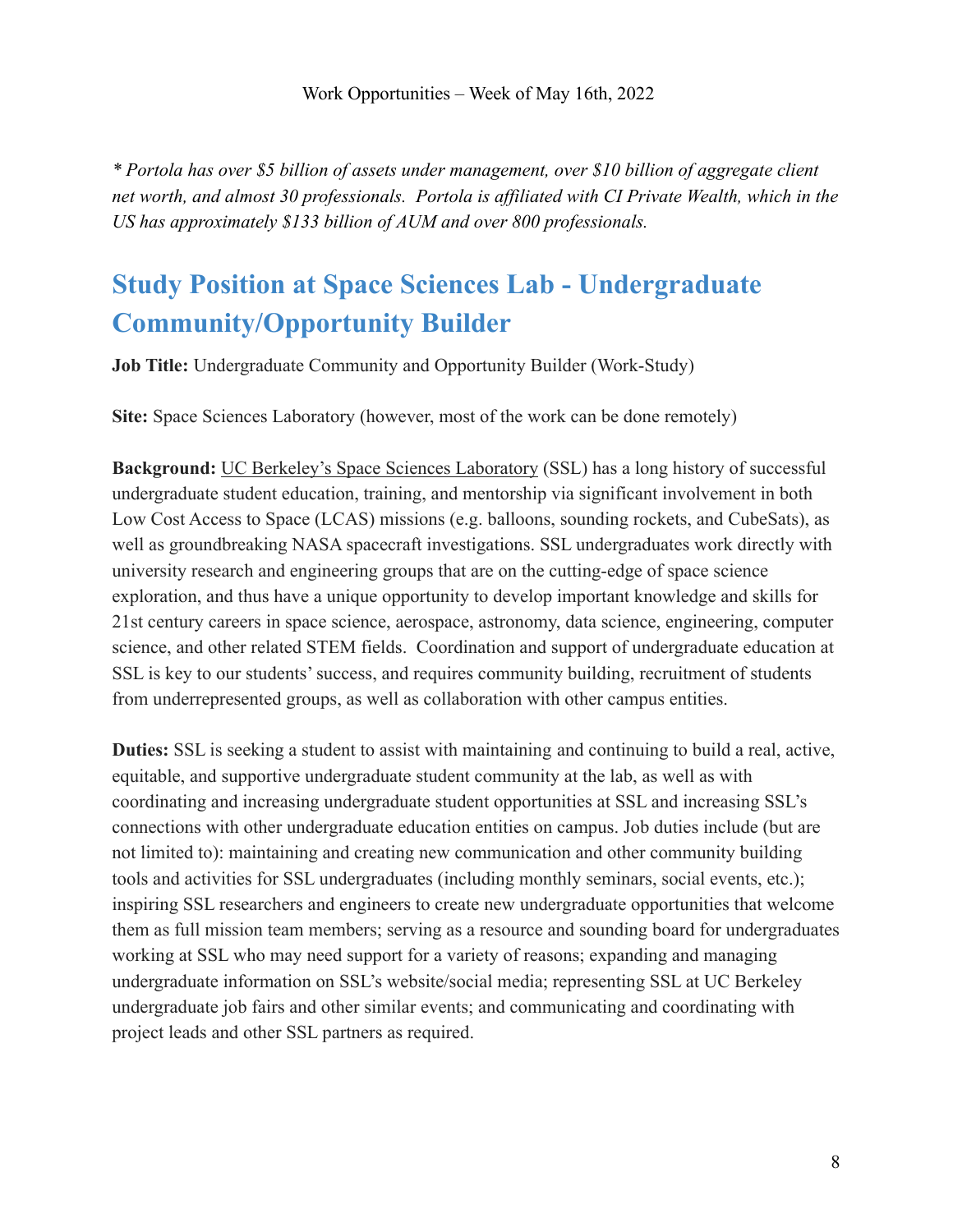*\* Portola has over $5 billion of assets under management, over $10 billion of aggregate client net worth, and almost 30 professionals. Portola is affiliated with CI Private Wealth, which in the US has approximately $133 billion of AUM and over 800 professionals.*

## Study Position at Space Sciences Lab - Undergraduate Community/Opportunity Builder

**Job Title:** Undergraduate Community and Opportunity Builder (Work-Study)

**Site:** Space Sciences Laboratory (however, most of the work can be done remotely)

**Background:** UC Berkeley's Space Sciences Laboratory (SSL) has a long history of successful undergraduate student education, training, and mentorship via significant involvement in both Low Cost Access to Space (LCAS) missions (e.g. balloons, sounding rockets, and CubeSats), as well as groundbreaking NASA spacecraft investigations. SSL undergraduates work directly with university research and engineering groups that are on the cutting-edge of space science exploration, and thus have a unique opportunity to develop important knowledge and skills for 21st century careers in space science, aerospace, astronomy, data science, engineering, computer science, and other related STEM fields. Coordination and support of undergraduate education at SSL is key to our students' success, and requires community building, recruitment of students from underrepresented groups, as well as collaboration with other campus entities.

**Duties:** SSL is seeking a student to assist with maintaining and continuing to build a real, active, equitable, and supportive undergraduate student community at the lab, as well as with coordinating and increasing undergraduate student opportunities at SSL and increasing SSL's connections with other undergraduate education entities on campus. Job duties include (but are not limited to): maintaining and creating new communication and other community building tools and activities for SSL undergraduates (including monthly seminars, social events, etc.); inspiring SSL researchers and engineers to create new undergraduate opportunities that welcome them as full mission team members; serving as a resource and sounding board for undergraduates working at SSL who may need support for a variety of reasons; expanding and managing undergraduate information on SSL's website/social media; representing SSL at UC Berkeley undergraduate job fairs and other similar events; and communicating and coordinating with project leads and other SSL partners as required.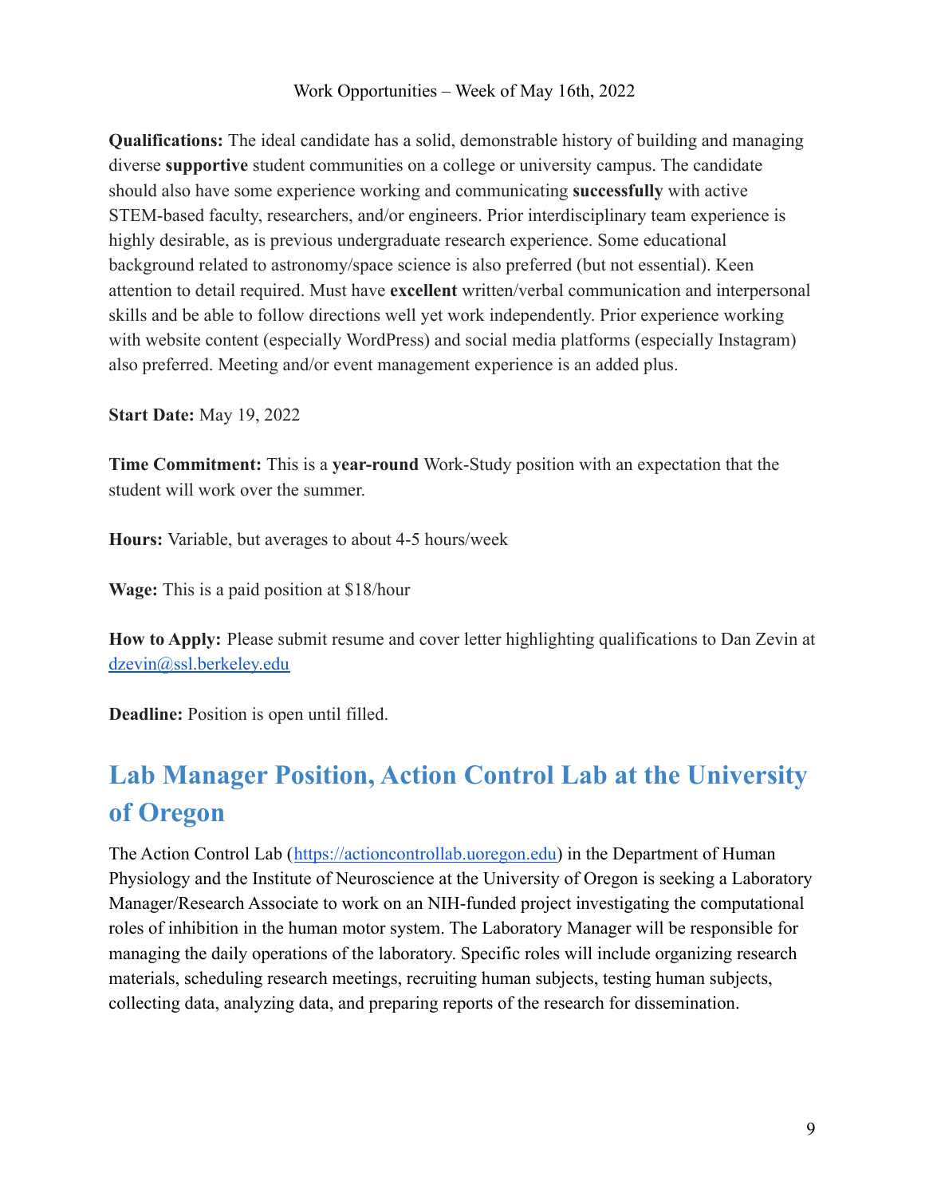**Qualifications:** The ideal candidate has a solid, demonstrable history of building and managing diverse **supportive** student communities on a college or university campus. The candidate should also have some experience working and communicating **successfully** with active STEM-based faculty, researchers, and/or engineers. Prior interdisciplinary team experience is highly desirable, as is previous undergraduate research experience. Some educational background related to astronomy/space science is also preferred (but not essential). Keen attention to detail required. Must have **excellent** written/verbal communication and interpersonal skills and be able to follow directions well yet work independently. Prior experience working with website content (especially WordPress) and social media platforms (especially Instagram) also preferred. Meeting and/or event management experience is an added plus.

**Start Date:** May 19, 2022

**Time Commitment:** This is a **year-round** Work-Study position with an expectation that the student will work over the summer.

**Hours:** Variable, but averages to about 4-5 hours/week

**Wage:** This is a paid position at $18/hour

**How to Apply:** Please submit resume and cover letter highlighting qualifications to Dan Zevin at dzevin@ssl.berkeley.edu

**Deadline:** Position is open until filled.

## Lab Manager Position, Action Control Lab at the University of Oregon

The Action Control Lab (https://actioncontrollab.uoregon.edu) in the Department of Human Physiology and the Institute of Neuroscience at the University of Oregon is seeking a Laboratory Manager/Research Associate to work on an NIH-funded project investigating the computational roles of inhibition in the human motor system. The Laboratory Manager will be responsible for managing the daily operations of the laboratory. Specific roles will include organizing research materials, scheduling research meetings, recruiting human subjects, testing human subjects, collecting data, analyzing data, and preparing reports of the research for dissemination.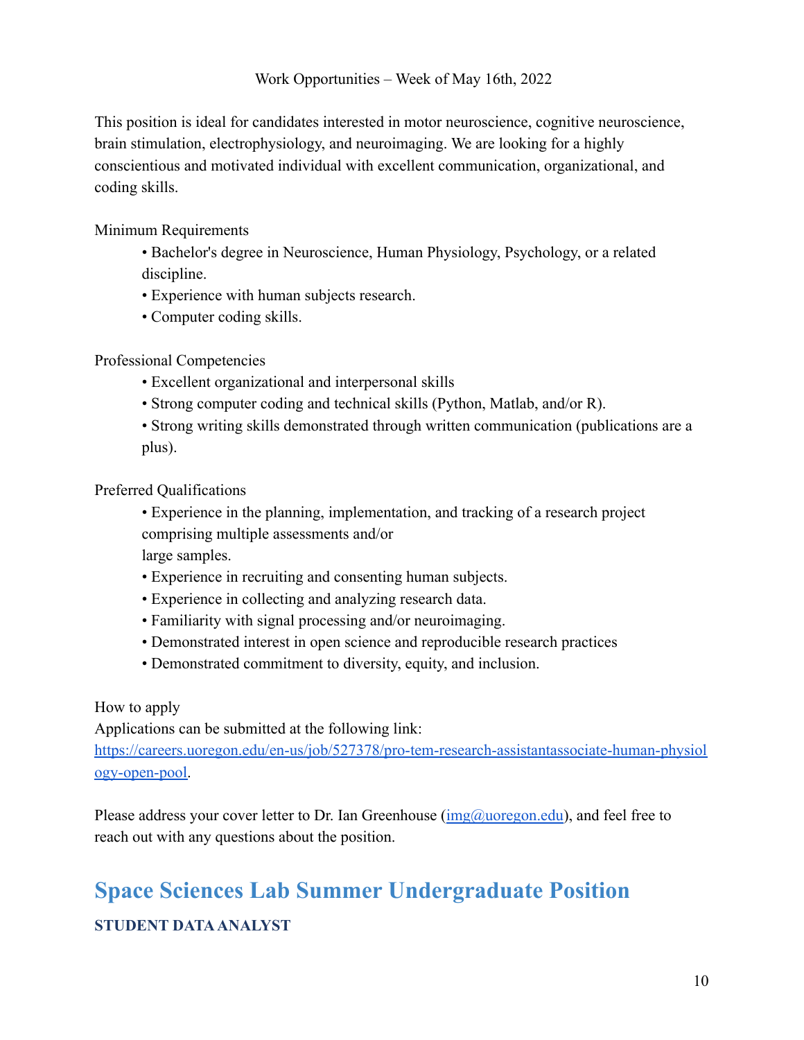This position is ideal for candidates interested in motor neuroscience, cognitive neuroscience, brain stimulation, electrophysiology, and neuroimaging. We are looking for a highly conscientious and motivated individual with excellent communication, organizational, and coding skills.

Minimum Requirements

- Bachelor's degree in Neuroscience, Human Physiology, Psychology, or a related discipline.
- Experience with human subjects research.
- Computer coding skills.

Professional Competencies

- Excellent organizational and interpersonal skills
- Strong computer coding and technical skills (Python, Matlab, and/or R).
- Strong writing skills demonstrated through written communication (publications are a plus).

Preferred Qualifications

- Experience in the planning, implementation, and tracking of a research project comprising multiple assessments and/or large samples.
- Experience in recruiting and consenting human subjects.
- Experience in collecting and analyzing research data.
- Familiarity with signal processing and/or neuroimaging.
- Demonstrated interest in open science and reproducible research practices
- Demonstrated commitment to diversity, equity, and inclusion.

How to apply

Applications can be submitted at the following link: [https://careers.uoregon.edu/en-us/job/527378/pro-tem-research-assistantassociate-human-physiology-open-pool](https://careers.uoregon.edu/en-us/job/527378/pro-tem-research-assistantassociate-human-physiology-open-pool).

Please address your cover letter to Dr. Ian Greenhouse ([img@uoregon.edu](mailto:img@uoregon.edu)), and feel free to reach out with any questions about the position.

## Space Sciences Lab Summer Undergraduate Position

**STUDENT DATA ANALYST**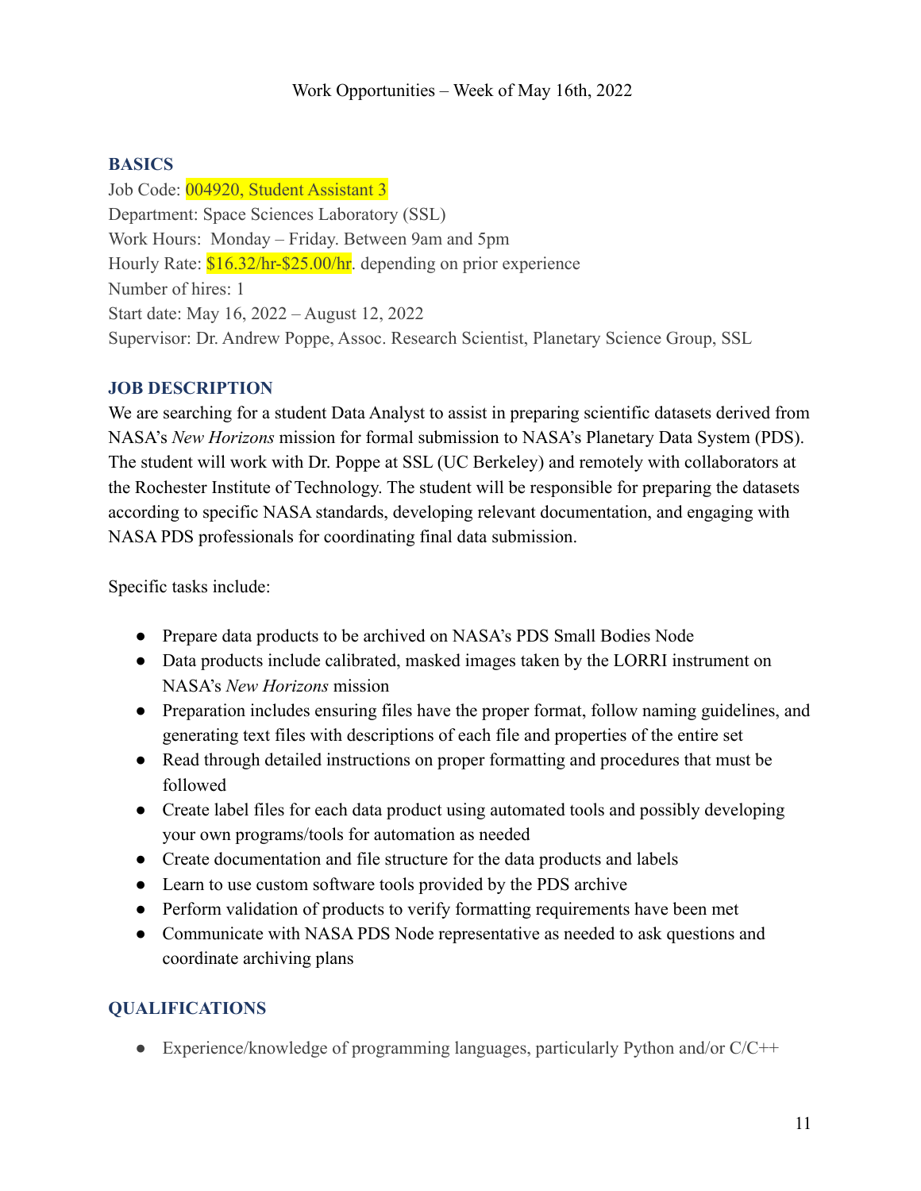Work Opportunities – Week of May 16th, 2022

## BASICS

Job Code: 004920, Student Assistant 3
Department: Space Sciences Laboratory (SSL)
Work Hours: Monday – Friday. Between 9am and 5pm
Hourly Rate: $16.32/hr-$25.00/hr. depending on prior experience
Number of hires: 1
Start date: May 16, 2022 – August 12, 2022
Supervisor: Dr. Andrew Poppe, Assoc. Research Scientist, Planetary Science Group, SSL

## JOB DESCRIPTION

We are searching for a student Data Analyst to assist in preparing scientific datasets derived from NASA's *New Horizons* mission for formal submission to NASA's Planetary Data System (PDS). The student will work with Dr. Poppe at SSL (UC Berkeley) and remotely with collaborators at the Rochester Institute of Technology. The student will be responsible for preparing the datasets according to specific NASA standards, developing relevant documentation, and engaging with NASA PDS professionals for coordinating final data submission.

Specific tasks include:

- Prepare data products to be archived on NASA's PDS Small Bodies Node
- Data products include calibrated, masked images taken by the LORRI instrument on NASA's *New Horizons* mission
- Preparation includes ensuring files have the proper format, follow naming guidelines, and generating text files with descriptions of each file and properties of the entire set
- Read through detailed instructions on proper formatting and procedures that must be followed
- Create label files for each data product using automated tools and possibly developing your own programs/tools for automation as needed
- Create documentation and file structure for the data products and labels
- Learn to use custom software tools provided by the PDS archive
- Perform validation of products to verify formatting requirements have been met
- Communicate with NASA PDS Node representative as needed to ask questions and coordinate archiving plans

## QUALIFICATIONS

- Experience/knowledge of programming languages, particularly Python and/or C/C++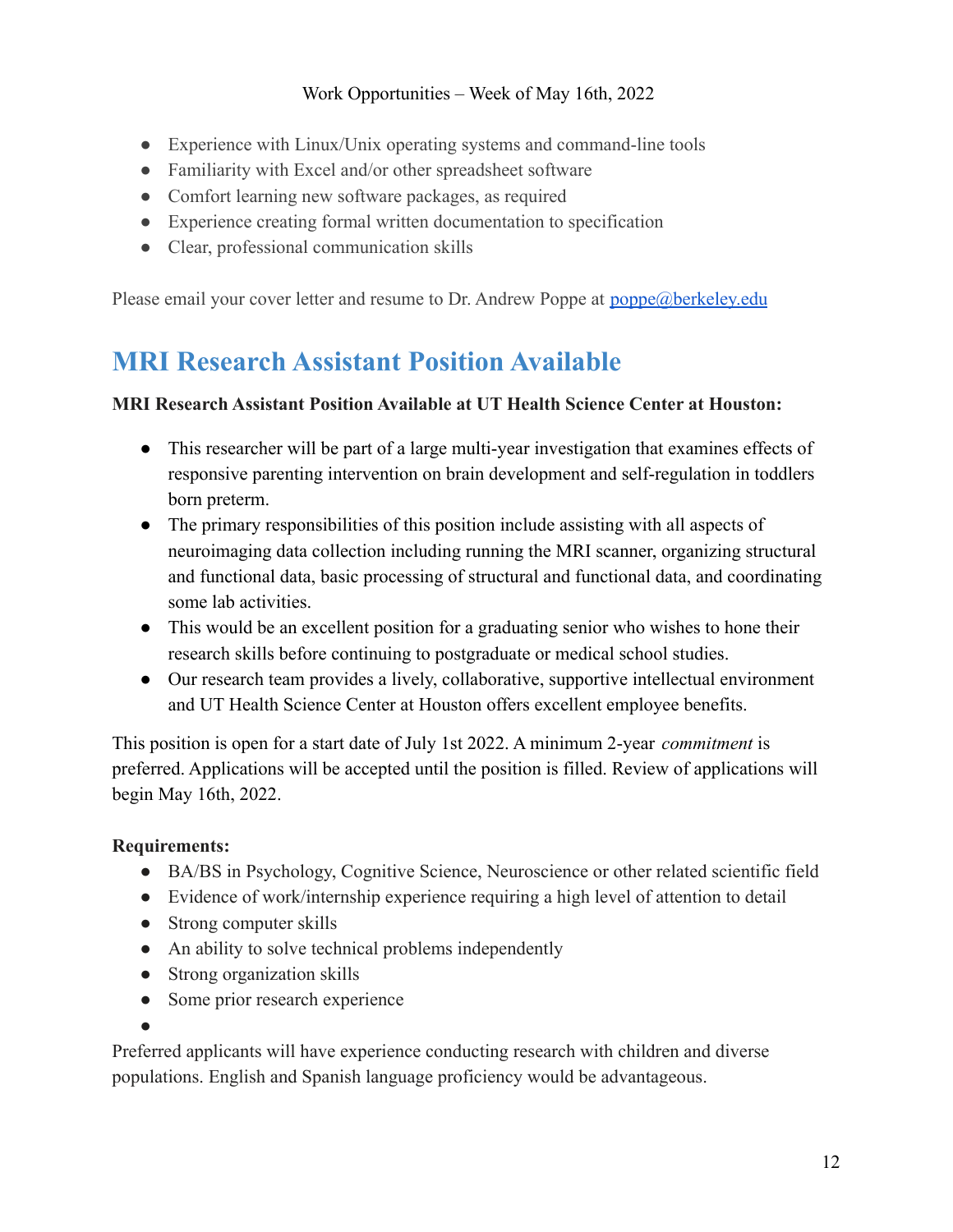- Experience with Linux/Unix operating systems and command-line tools
- Familiarity with Excel and/or other spreadsheet software
- Comfort learning new software packages, as required
- Experience creating formal written documentation to specification
- Clear, professional communication skills

Please email your cover letter and resume to Dr. Andrew Poppe at [poppe@berkeley.edu](mailto:poppe@berkeley.edu)

## MRI Research Assistant Position Available

**MRI Research Assistant Position Available at UT Health Science Center at Houston:**

- This researcher will be part of a large multi-year investigation that examines effects of responsive parenting intervention on brain development and self-regulation in toddlers born preterm.
- The primary responsibilities of this position include assisting with all aspects of neuroimaging data collection including running the MRI scanner, organizing structural and functional data, basic processing of structural and functional data, and coordinating some lab activities.
- This would be an excellent position for a graduating senior who wishes to hone their research skills before continuing to postgraduate or medical school studies.
- Our research team provides a lively, collaborative, supportive intellectual environment and UT Health Science Center at Houston offers excellent employee benefits.

This position is open for a start date of July 1st 2022. A minimum 2-year *commitment* is preferred. Applications will be accepted until the position is filled. Review of applications will begin May 16th, 2022.

**Requirements:**

- BA/BS in Psychology, Cognitive Science, Neuroscience or other related scientific field
- Evidence of work/internship experience requiring a high level of attention to detail
- Strong computer skills
- An ability to solve technical problems independently
- Strong organization skills
- Some prior research experience

Preferred applicants will have experience conducting research with children and diverse populations. English and Spanish language proficiency would be advantageous.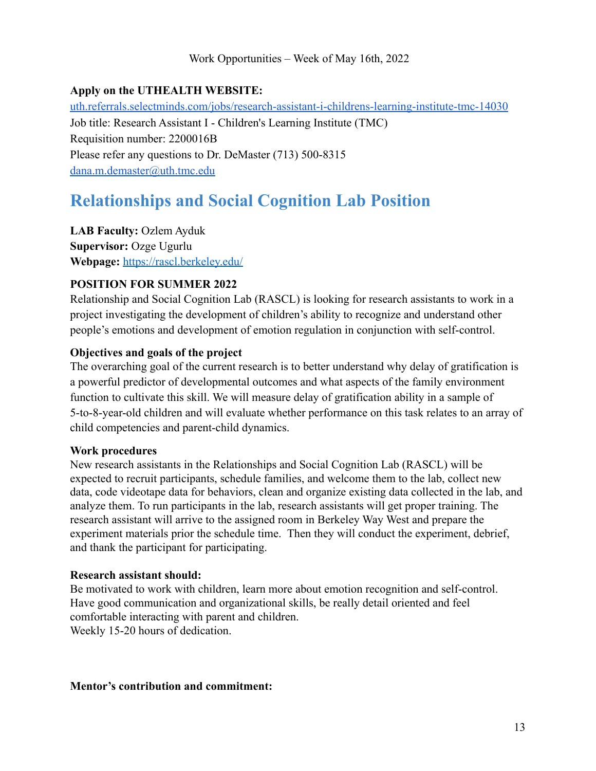Work Opportunities – Week of May 16th, 2022

**Apply on the UTHEALTH WEBSITE:**
[uth.referrals.selectminds.com/jobs/research-assistant-i-childrens-learning-institute-tmc-14030](uth.referrals.selectminds.com/jobs/research-assistant-i-childrens-learning-institute-tmc-14030)
Job title: Research Assistant I - Children's Learning Institute (TMC)
Requisition number: 2200016B
Please refer any questions to Dr. DeMaster (713) 500-8315
[dana.m.demaster@uth.tmc.edu](mailto:dana.m.demaster@uth.tmc.edu)

## Relationships and Social Cognition Lab Position

**LAB Faculty:** Ozlem Ayduk
**Supervisor:** Ozge Ugurlu
**Webpage:** [https://rascl.berkeley.edu/](https://rascl.berkeley.edu/)

**POSITION FOR SUMMER 2022**
Relationship and Social Cognition Lab (RASCL) is looking for research assistants to work in a project investigating the development of children's ability to recognize and understand other people's emotions and development of emotion regulation in conjunction with self-control.

**Objectives and goals of the project**
The overarching goal of the current research is to better understand why delay of gratification is a powerful predictor of developmental outcomes and what aspects of the family environment function to cultivate this skill. We will measure delay of gratification ability in a sample of 5-to-8-year-old children and will evaluate whether performance on this task relates to an array of child competencies and parent-child dynamics.

**Work procedures**
New research assistants in the Relationships and Social Cognition Lab (RASCL) will be expected to recruit participants, schedule families, and welcome them to the lab, collect new data, code videotape data for behaviors, clean and organize existing data collected in the lab, and analyze them. To run participants in the lab, research assistants will get proper training. The research assistant will arrive to the assigned room in Berkeley Way West and prepare the experiment materials prior the schedule time. Then they will conduct the experiment, debrief, and thank the participant for participating.

**Research assistant should:**
Be motivated to work with children, learn more about emotion recognition and self-control.
Have good communication and organizational skills, be really detail oriented and feel comfortable interacting with parent and children.
Weekly 15-20 hours of dedication.

**Mentor's contribution and commitment:**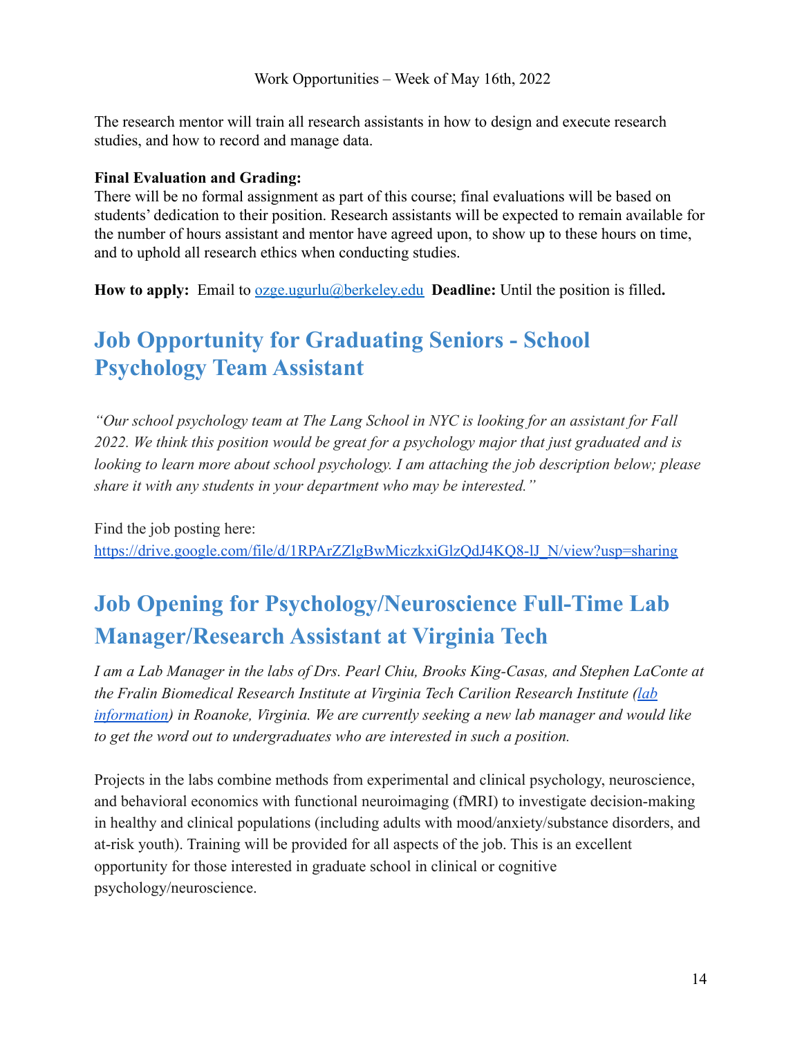The research mentor will train all research assistants in how to design and execute research studies, and how to record and manage data.

**Final Evaluation and Grading:**
There will be no formal assignment as part of this course; final evaluations will be based on students' dedication to their position. Research assistants will be expected to remain available for the number of hours assistant and mentor have agreed upon, to show up to these hours on time, and to uphold all research ethics when conducting studies.

**How to apply:** Email to ozge.ugurlu@berkeley.edu **Deadline:** Until the position is filled**.**

## Job Opportunity for Graduating Seniors - School Psychology Team Assistant

*"Our school psychology team at The Lang School in NYC is looking for an assistant for Fall 2022. We think this position would be great for a psychology major that just graduated and is looking to learn more about school psychology. I am attaching the job description below; please share it with any students in your department who may be interested."*

Find the job posting here:
https://drive.google.com/file/d/1RPArZZlgBwMiczkxiGlzQdJ4KQ8-lJ_N/view?usp=sharing

## Job Opening for Psychology/Neuroscience Full-Time Lab Manager/Research Assistant at Virginia Tech

*I am a Lab Manager in the labs of Drs. Pearl Chiu, Brooks King-Casas, and Stephen LaConte at the Fralin Biomedical Research Institute at Virginia Tech Carilion Research Institute (lab information) in Roanoke, Virginia. We are currently seeking a new lab manager and would like to get the word out to undergraduates who are interested in such a position.*

Projects in the labs combine methods from experimental and clinical psychology, neuroscience, and behavioral economics with functional neuroimaging (fMRI) to investigate decision-making in healthy and clinical populations (including adults with mood/anxiety/substance disorders, and at-risk youth). Training will be provided for all aspects of the job. This is an excellent opportunity for those interested in graduate school in clinical or cognitive psychology/neuroscience.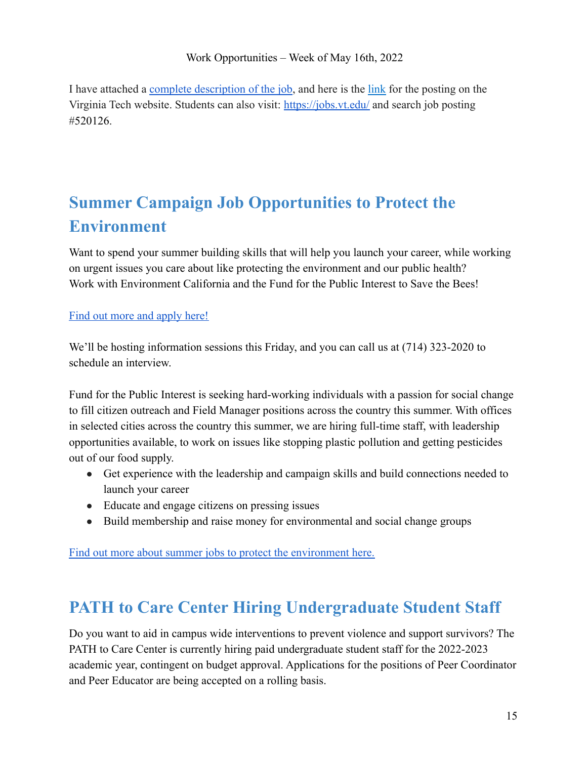I have attached a complete description of the job, and here is the link for the posting on the Virginia Tech website. Students can also visit: https://jobs.vt.edu/ and search job posting #520126.

## Summer Campaign Job Opportunities to Protect the Environment

Want to spend your summer building skills that will help you launch your career, while working on urgent issues you care about like protecting the environment and our public health? Work with Environment California and the Fund for the Public Interest to Save the Bees!

Find out more and apply here!

We'll be hosting information sessions this Friday, and you can call us at (714) 323-2020 to schedule an interview.

Fund for the Public Interest is seeking hard-working individuals with a passion for social change to fill citizen outreach and Field Manager positions across the country this summer. With offices in selected cities across the country this summer, we are hiring full-time staff, with leadership opportunities available, to work on issues like stopping plastic pollution and getting pesticides out of our food supply.

- Get experience with the leadership and campaign skills and build connections needed to launch your career
- Educate and engage citizens on pressing issues
- Build membership and raise money for environmental and social change groups

Find out more about summer jobs to protect the environment here.

## PATH to Care Center Hiring Undergraduate Student Staff

Do you want to aid in campus wide interventions to prevent violence and support survivors? The PATH to Care Center is currently hiring paid undergraduate student staff for the 2022-2023 academic year, contingent on budget approval. Applications for the positions of Peer Coordinator and Peer Educator are being accepted on a rolling basis.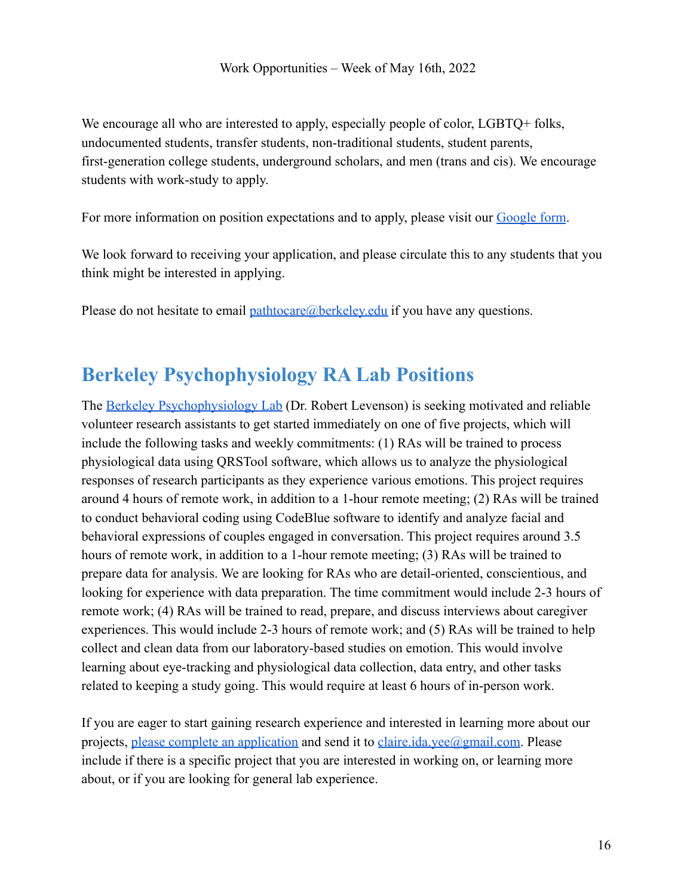Work Opportunities – Week of May 16th, 2022

We encourage all who are interested to apply, especially people of color, LGBTQ+ folks, undocumented students, transfer students, non-traditional students, student parents, first-generation college students, underground scholars, and men (trans and cis). We encourage students with work-study to apply.

For more information on position expectations and to apply, please visit our [Google form]().

We look forward to receiving your application, and please circulate this to any students that you think might be interested in applying.

Please do not hesitate to email [pathtocare@berkeley.edu](mailto:pathtocare@berkeley.edu) if you have any questions.

## Berkeley Psychophysiology RA Lab Positions

The [Berkeley Psychophysiology Lab]() (Dr. Robert Levenson) is seeking motivated and reliable volunteer research assistants to get started immediately on one of five projects, which will include the following tasks and weekly commitments: (1) RAs will be trained to process physiological data using QRSTool software, which allows us to analyze the physiological responses of research participants as they experience various emotions. This project requires around 4 hours of remote work, in addition to a 1-hour remote meeting; (2) RAs will be trained to conduct behavioral coding using CodeBlue software to identify and analyze facial and behavioral expressions of couples engaged in conversation. This project requires around 3.5 hours of remote work, in addition to a 1-hour remote meeting; (3) RAs will be trained to prepare data for analysis. We are looking for RAs who are detail-oriented, conscientious, and looking for experience with data preparation. The time commitment would include 2-3 hours of remote work; (4) RAs will be trained to read, prepare, and discuss interviews about caregiver experiences. This would include 2-3 hours of remote work; and (5) RAs will be trained to help collect and clean data from our laboratory-based studies on emotion. This would involve learning about eye-tracking and physiological data collection, data entry, and other tasks related to keeping a study going. This would require at least 6 hours of in-person work.

If you are eager to start gaining research experience and interested in learning more about our projects, [please complete an application]() and send it to [claire.ida.yee@gmail.com](mailto:claire.ida.yee@gmail.com). Please include if there is a specific project that you are interested in working on, or learning more about, or if you are looking for general lab experience.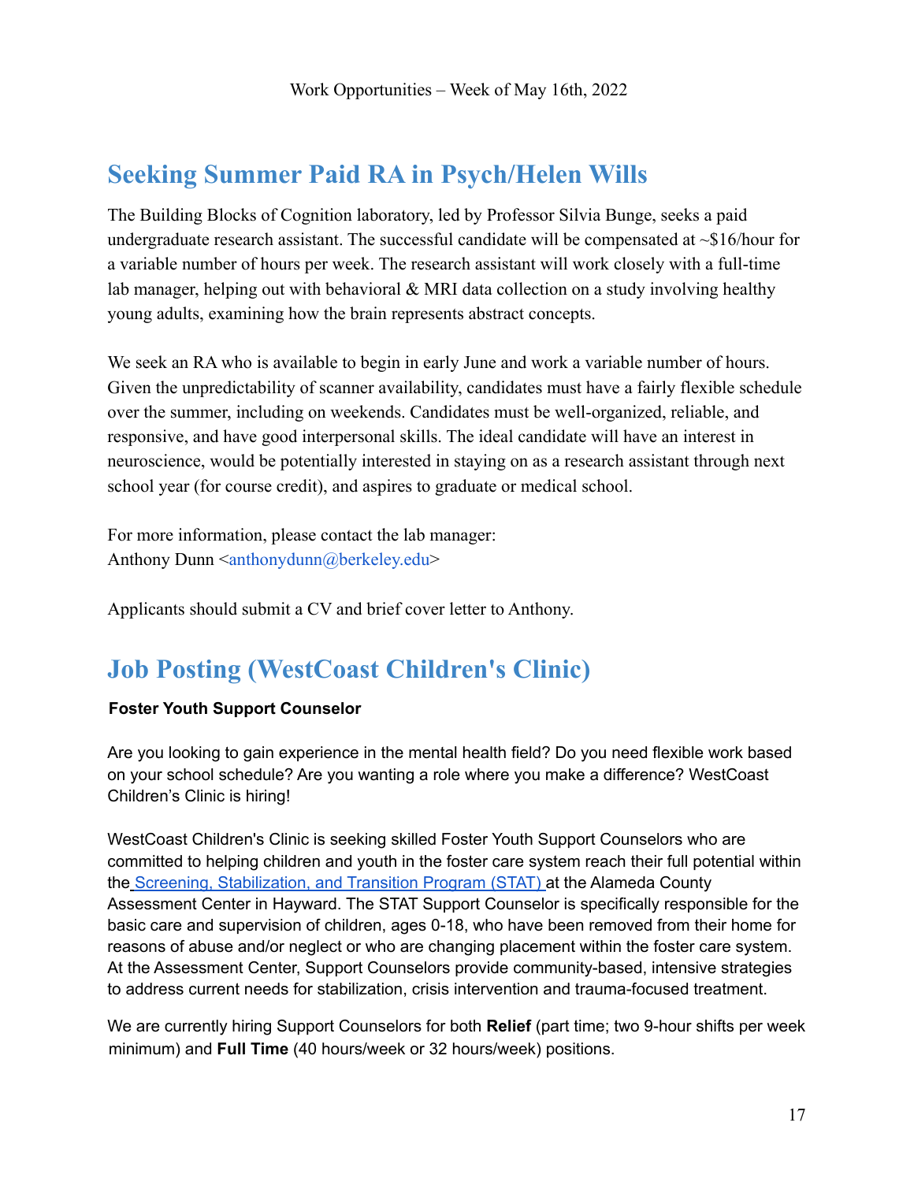Work Opportunities – Week of May 16th, 2022

## Seeking Summer Paid RA in Psych/Helen Wills

The Building Blocks of Cognition laboratory, led by Professor Silvia Bunge, seeks a paid undergraduate research assistant. The successful candidate will be compensated at ~$16/hour for a variable number of hours per week. The research assistant will work closely with a full-time lab manager, helping out with behavioral & MRI data collection on a study involving healthy young adults, examining how the brain represents abstract concepts.

We seek an RA who is available to begin in early June and work a variable number of hours. Given the unpredictability of scanner availability, candidates must have a fairly flexible schedule over the summer, including on weekends. Candidates must be well-organized, reliable, and responsive, and have good interpersonal skills. The ideal candidate will have an interest in neuroscience, would be potentially interested in staying on as a research assistant through next school year (for course credit), and aspires to graduate or medical school.

For more information, please contact the lab manager:
Anthony Dunn <anthonydunn@berkeley.edu>

Applicants should submit a CV and brief cover letter to Anthony.

## Job Posting (WestCoast Children's Clinic)

**Foster Youth Support Counselor**

Are you looking to gain experience in the mental health field? Do you need flexible work based on your school schedule? Are you wanting a role where you make a difference? WestCoast Children's Clinic is hiring!

WestCoast Children's Clinic is seeking skilled Foster Youth Support Counselors who are committed to helping children and youth in the foster care system reach their full potential within the Screening, Stabilization, and Transition Program (STAT) at the Alameda County Assessment Center in Hayward. The STAT Support Counselor is specifically responsible for the basic care and supervision of children, ages 0-18, who have been removed from their home for reasons of abuse and/or neglect or who are changing placement within the foster care system. At the Assessment Center, Support Counselors provide community-based, intensive strategies to address current needs for stabilization, crisis intervention and trauma-focused treatment.

We are currently hiring Support Counselors for both **Relief** (part time; two 9-hour shifts per week minimum) and **Full Time** (40 hours/week or 32 hours/week) positions.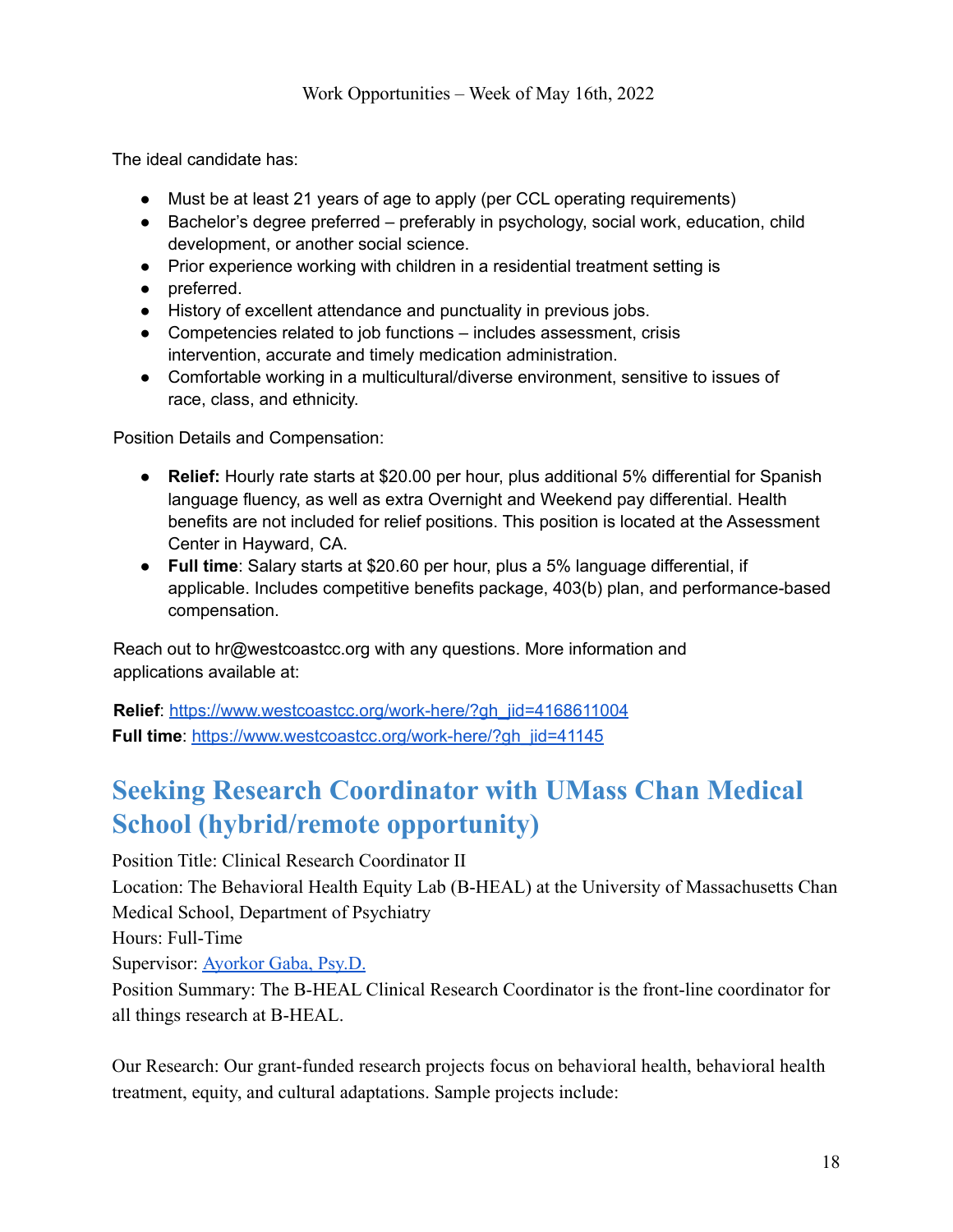The ideal candidate has:

- Must be at least 21 years of age to apply (per CCL operating requirements)
- Bachelor's degree preferred – preferably in psychology, social work, education, child development, or another social science.
- Prior experience working with children in a residential treatment setting is
- preferred.
- History of excellent attendance and punctuality in previous jobs.
- Competencies related to job functions – includes assessment, crisis intervention, accurate and timely medication administration.
- Comfortable working in a multicultural/diverse environment, sensitive to issues of race, class, and ethnicity.

Position Details and Compensation:

- **Relief:** Hourly rate starts at $20.00 per hour, plus additional 5% differential for Spanish language fluency, as well as extra Overnight and Weekend pay differential. Health benefits are not included for relief positions. This position is located at the Assessment Center in Hayward, CA.
- **Full time**: Salary starts at $20.60 per hour, plus a 5% language differential, if applicable. Includes competitive benefits package, 403(b) plan, and performance-based compensation.

Reach out to hr@westcoastcc.org with any questions. More information and applications available at:

**Relief**: https://www.westcoastcc.org/work-here/?gh_jid=4168611004
**Full time**: https://www.westcoastcc.org/work-here/?gh_jid=41145

## Seeking Research Coordinator with UMass Chan Medical School (hybrid/remote opportunity)

Position Title: Clinical Research Coordinator II
Location: The Behavioral Health Equity Lab (B-HEAL) at the University of Massachusetts Chan Medical School, Department of Psychiatry
Hours: Full-Time
Supervisor: Ayorkor Gaba, Psy.D.
Position Summary: The B-HEAL Clinical Research Coordinator is the front-line coordinator for all things research at B-HEAL.

Our Research: Our grant-funded research projects focus on behavioral health, behavioral health treatment, equity, and cultural adaptations. Sample projects include: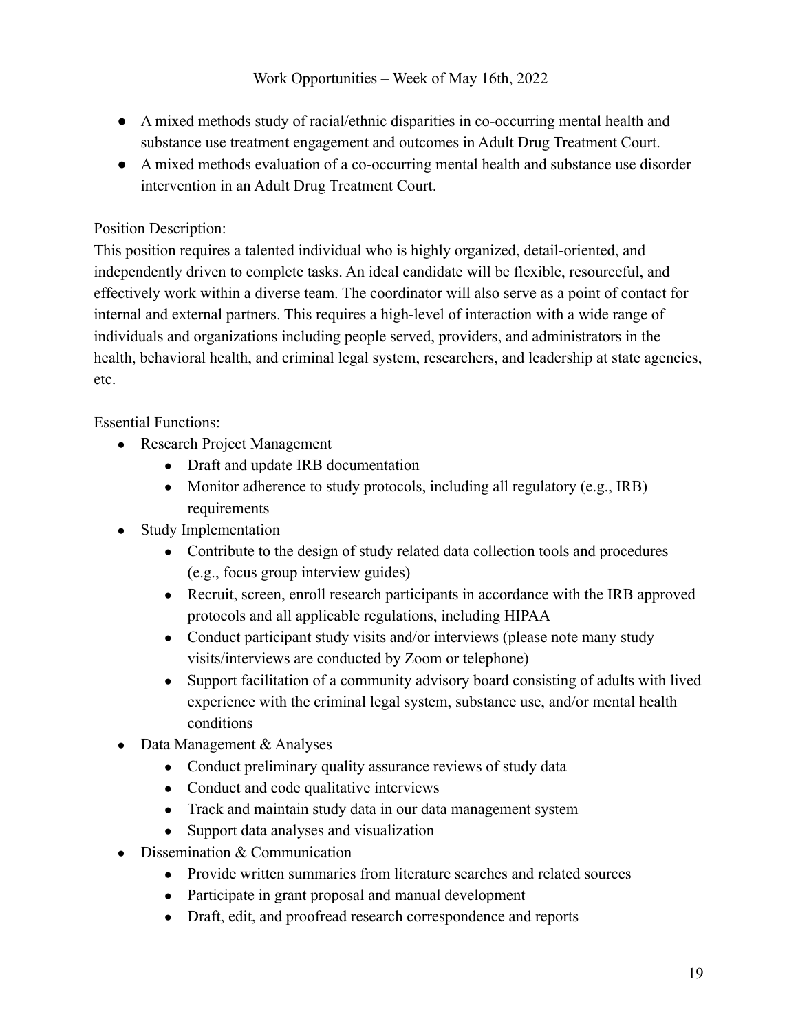- A mixed methods study of racial/ethnic disparities in co-occurring mental health and substance use treatment engagement and outcomes in Adult Drug Treatment Court.
- A mixed methods evaluation of a co-occurring mental health and substance use disorder intervention in an Adult Drug Treatment Court.

Position Description:
This position requires a talented individual who is highly organized, detail-oriented, and independently driven to complete tasks. An ideal candidate will be flexible, resourceful, and effectively work within a diverse team. The coordinator will also serve as a point of contact for internal and external partners. This requires a high-level of interaction with a wide range of individuals and organizations including people served, providers, and administrators in the health, behavioral health, and criminal legal system, researchers, and leadership at state agencies, etc.

Essential Functions:

- Research Project Management
  - Draft and update IRB documentation
  - Monitor adherence to study protocols, including all regulatory (e.g., IRB) requirements
- Study Implementation
  - Contribute to the design of study related data collection tools and procedures (e.g., focus group interview guides)
  - Recruit, screen, enroll research participants in accordance with the IRB approved protocols and all applicable regulations, including HIPAA
  - Conduct participant study visits and/or interviews (please note many study visits/interviews are conducted by Zoom or telephone)
  - Support facilitation of a community advisory board consisting of adults with lived experience with the criminal legal system, substance use, and/or mental health conditions
- Data Management & Analyses
  - Conduct preliminary quality assurance reviews of study data
  - Conduct and code qualitative interviews
  - Track and maintain study data in our data management system
  - Support data analyses and visualization
- Dissemination & Communication
  - Provide written summaries from literature searches and related sources
  - Participate in grant proposal and manual development
  - Draft, edit, and proofread research correspondence and reports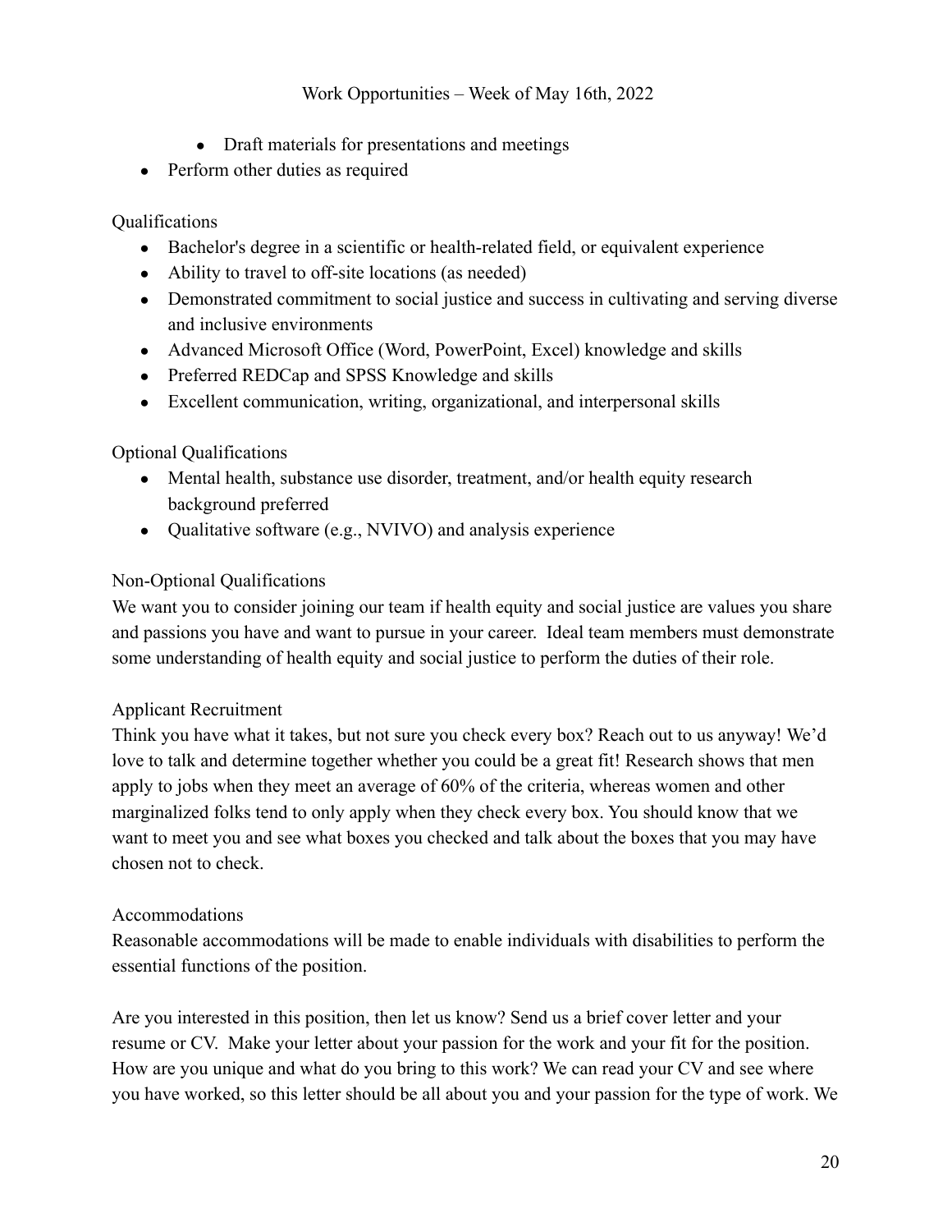- Draft materials for presentations and meetings
- Perform other duties as required

Qualifications

- Bachelor's degree in a scientific or health-related field, or equivalent experience
- Ability to travel to off-site locations (as needed)
- Demonstrated commitment to social justice and success in cultivating and serving diverse and inclusive environments
- Advanced Microsoft Office (Word, PowerPoint, Excel) knowledge and skills
- Preferred REDCap and SPSS Knowledge and skills
- Excellent communication, writing, organizational, and interpersonal skills

Optional Qualifications

- Mental health, substance use disorder, treatment, and/or health equity research background preferred
- Qualitative software (e.g., NVIVO) and analysis experience

Non-Optional Qualifications

We want you to consider joining our team if health equity and social justice are values you share and passions you have and want to pursue in your career. Ideal team members must demonstrate some understanding of health equity and social justice to perform the duties of their role.

Applicant Recruitment

Think you have what it takes, but not sure you check every box? Reach out to us anyway! We'd love to talk and determine together whether you could be a great fit! Research shows that men apply to jobs when they meet an average of 60% of the criteria, whereas women and other marginalized folks tend to only apply when they check every box. You should know that we want to meet you and see what boxes you checked and talk about the boxes that you may have chosen not to check.

Accommodations

Reasonable accommodations will be made to enable individuals with disabilities to perform the essential functions of the position.

Are you interested in this position, then let us know? Send us a brief cover letter and your resume or CV. Make your letter about your passion for the work and your fit for the position. How are you unique and what do you bring to this work? We can read your CV and see where you have worked, so this letter should be all about you and your passion for the type of work. We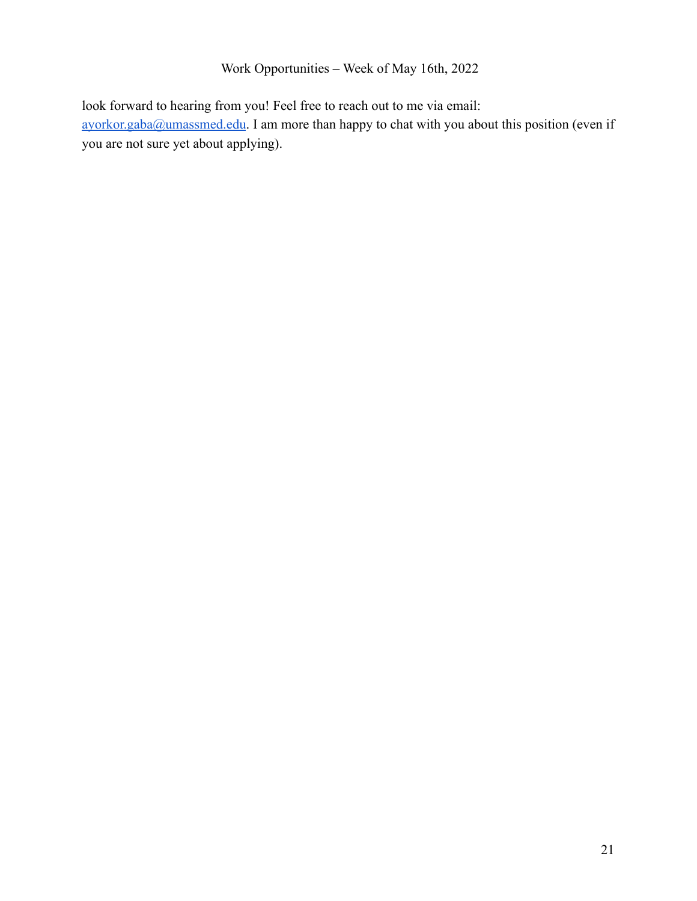look forward to hearing from you! Feel free to reach out to me via email: ayorkor.gaba@umassmed.edu. I am more than happy to chat with you about this position (even if you are not sure yet about applying).